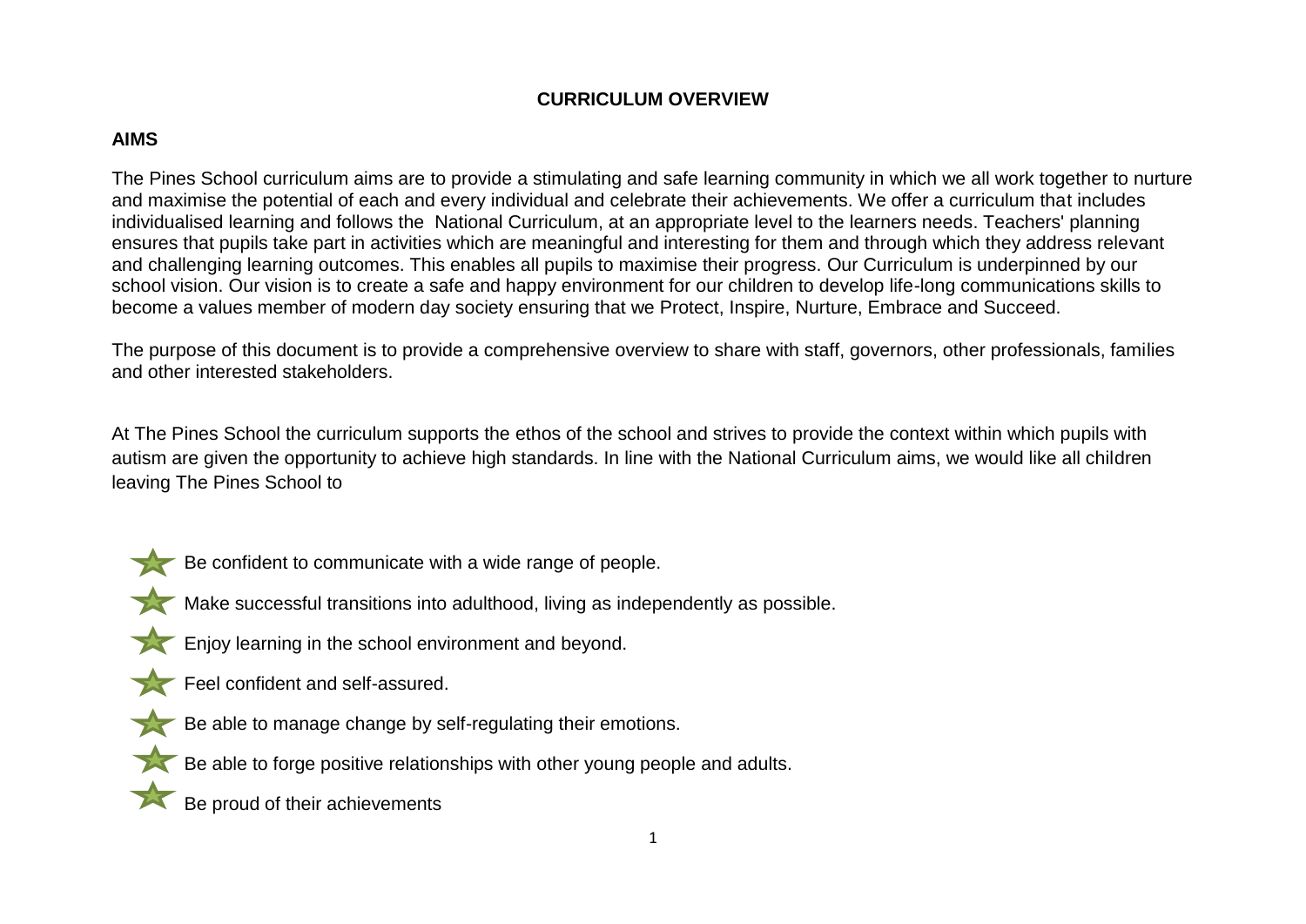# CURRICULUM OVERVIEW

## AIMS

The Pines School curriculum aims are to provide a stimulating and safe learning community in which we all work together to nurture and maximise the potential of each and every individual and celebrate their achievements. We offer a curriculum that includes individualised learning and follows the National Curriculum, at an appropriate level to the learners needs. Teachers' planning ensures that pupils take part in activities which are meaningful and interesting for them and through which they address relevant and challenging learning outcomes. This enables all pupils to maximise their progress. Our Curriculum is underpinned by our school vision. Our vision is to create a safe and happy environment for our children to develop life-long communications skills to become a values member of modern day society ensuring that we Protect, Inspire, Nurture, Embrace and Succeed.

The purpose of this document is to provide a comprehensive overview to share with staff, governors, other professionals, families and other interested stakeholders.

At The Pines School the curriculum supports the ethos of the school and strives to provide the context within which pupils with autism are given the opportunity to achieve high standards. In line with the National Curriculum aims, we would like all children leaving The Pines School to

- Be confident to communicate with a wide range of people.
- Make successful transitions into adulthood, living as independently as possible.
- Enjoy learning in the school environment and beyond.
- Feel confident and self-assured.
- Be able to manage change by self-regulating their emotions.
- Be able to forge positive relationships with other young people and adults.
- Be proud of their achievements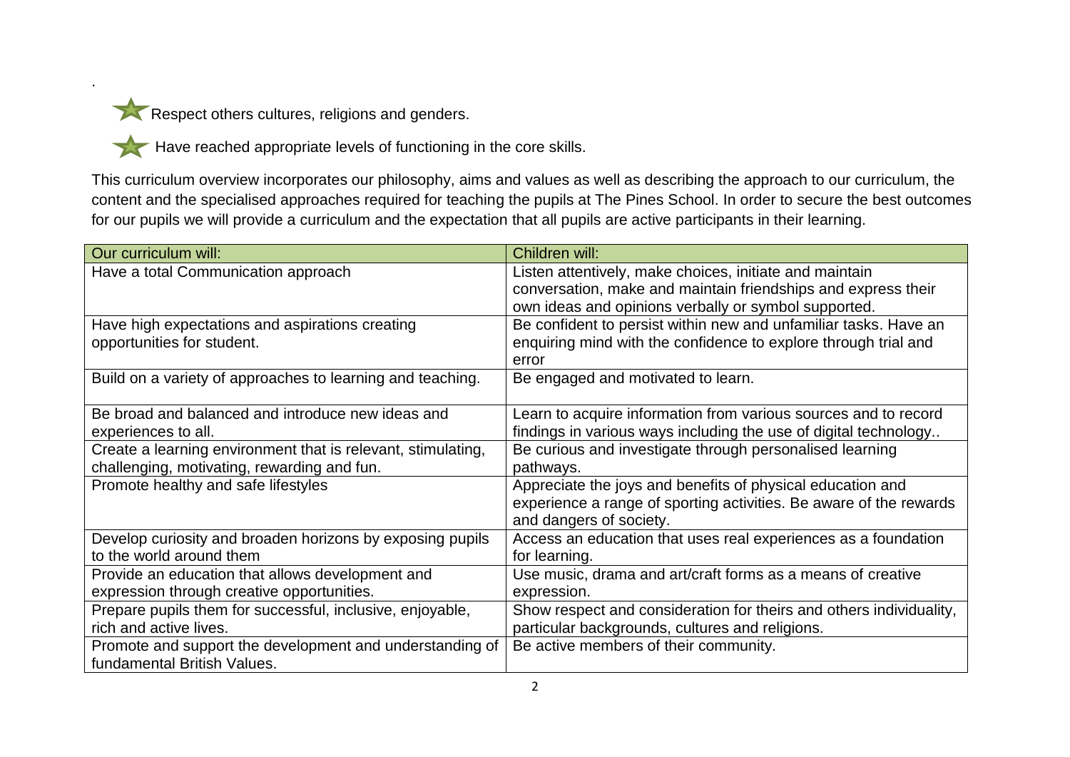.

- Respect others cultures, religions and genders.
- Have reached appropriate levels of functioning in the core skills.

This curriculum overview incorporates our philosophy, aims and values as well as describing the approach to our curriculum, the content and the specialised approaches required for teaching the pupils at The Pines School. In order to secure the best outcomes for our pupils we will provide a curriculum and the expectation that all pupils are active participants in their learning.

| Our curriculum will: | Children will: |
| --- | --- |
| Have a total Communication approach | Listen attentively, make choices, initiate and maintain conversation, make and maintain friendships and express their own ideas and opinions verbally or symbol supported. |
| Have high expectations and aspirations creating opportunities for student. | Be confident to persist within new and unfamiliar tasks. Have an enquiring mind with the confidence to explore through trial and error |
| Build on a variety of approaches to learning and teaching. | Be engaged and motivated to learn. |
| Be broad and balanced and introduce new ideas and experiences to all. | Learn to acquire information from various sources and to record findings in various ways including the use of digital technology.. |
| Create a learning environment that is relevant, stimulating, challenging, motivating, rewarding and fun. | Be curious and investigate through personalised learning pathways. |
| Promote healthy and safe lifestyles | Appreciate the joys and benefits of physical education and experience a range of sporting activities. Be aware of the rewards and dangers of society. |
| Develop curiosity and broaden horizons by exposing pupils to the world around them | Access an education that uses real experiences as a foundation for learning. |
| Provide an education that allows development and expression through creative opportunities. | Use music, drama and art/craft forms as a means of creative expression. |
| Prepare pupils them for successful, inclusive, enjoyable, rich and active lives. | Show respect and consideration for theirs and others individuality, particular backgrounds, cultures and religions. |
| Promote and support the development and understanding of fundamental British Values. | Be active members of their community. |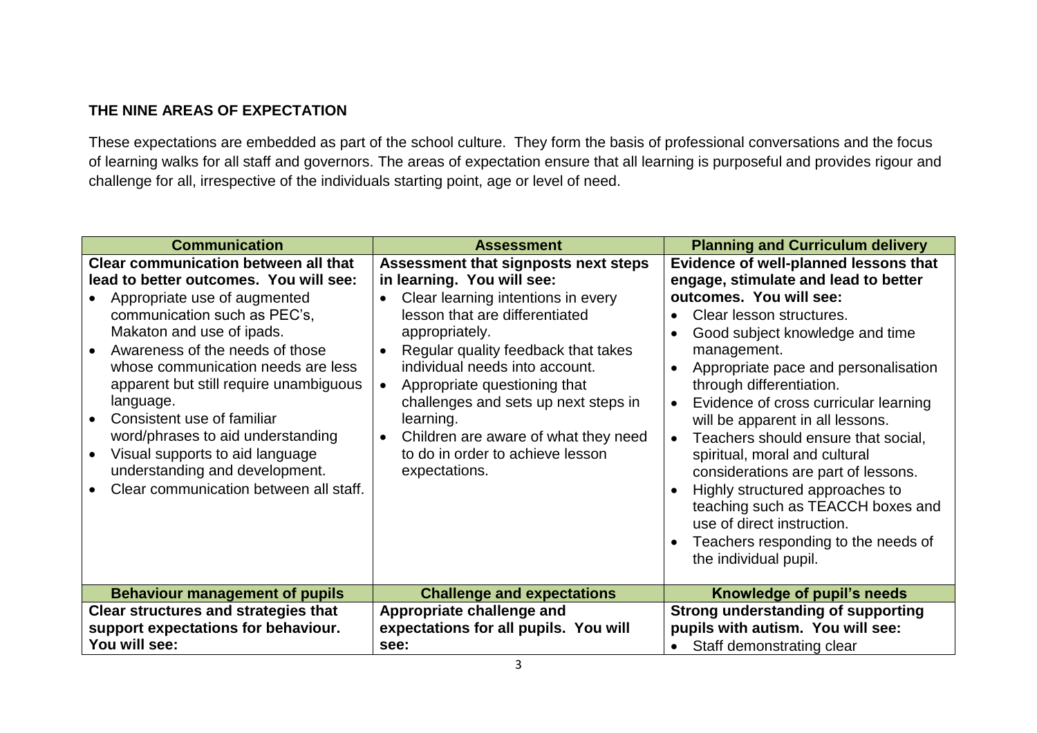**THE NINE AREAS OF EXPECTATION**

These expectations are embedded as part of the school culture. They form the basis of professional conversations and the focus of learning walks for all staff and governors. The areas of expectation ensure that all learning is purposeful and provides rigour and challenge for all, irrespective of the individuals starting point, age or level of need.

| Communication | Assessment | Planning and Curriculum delivery |
|---|---|---|
| **Clear communication between all that lead to better outcomes. You will see:**<br>• Appropriate use of augmented communication such as PEC's, Makaton and use of ipads.<br>• Awareness of the needs of those whose communication needs are less apparent but still require unambiguous language.<br>• Consistent use of familiar word/phrases to aid understanding<br>• Visual supports to aid language understanding and development.<br>• Clear communication between all staff. | **Assessment that signposts next steps in learning. You will see:**<br>• Clear learning intentions in every lesson that are differentiated appropriately.<br>• Regular quality feedback that takes individual needs into account.<br>• Appropriate questioning that challenges and sets up next steps in learning.<br>• Children are aware of what they need to do in order to achieve lesson expectations. | **Evidence of well-planned lessons that engage, stimulate and lead to better outcomes. You will see:**<br>• Clear lesson structures.<br>• Good subject knowledge and time management.<br>• Appropriate pace and personalisation through differentiation.<br>• Evidence of cross curricular learning will be apparent in all lessons.<br>• Teachers should ensure that social, spiritual, moral and cultural considerations are part of lessons.<br>• Highly structured approaches to teaching such as TEACCH boxes and use of direct instruction.<br>• Teachers responding to the needs of the individual pupil. |
| **Behaviour management of pupils** | **Challenge and expectations** | **Knowledge of pupil's needs** |
| **Clear structures and strategies that support expectations for behaviour. You will see:** | **Appropriate challenge and expectations for all pupils. You will see:** | **Strong understanding of supporting pupils with autism. You will see:**<br>• Staff demonstrating clear |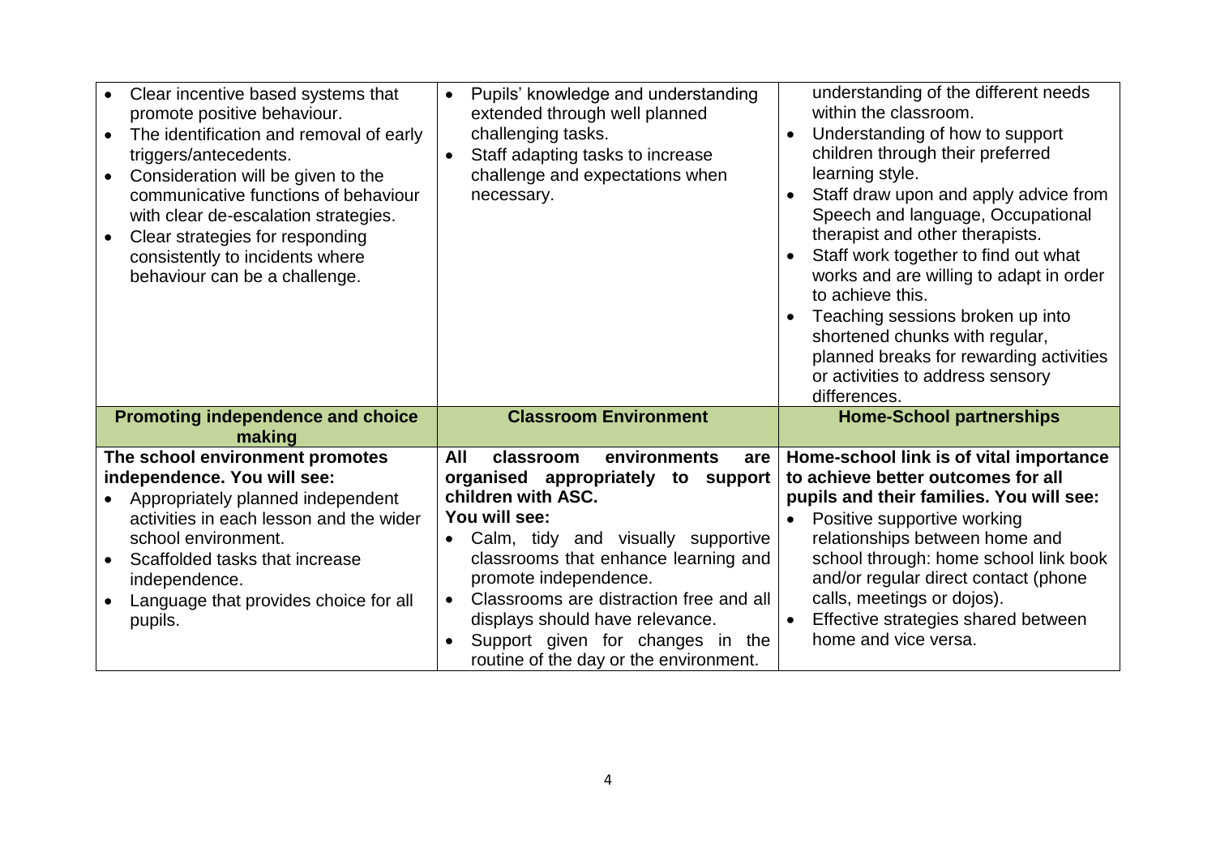| | | |
|---|---|---|
| • Clear incentive based systems that promote positive behaviour.<br>• The identification and removal of early triggers/antecedents.<br>• Consideration will be given to the communicative functions of behaviour with clear de-escalation strategies.<br>• Clear strategies for responding consistently to incidents where behaviour can be a challenge. | • Pupils' knowledge and understanding extended through well planned challenging tasks.<br>• Staff adapting tasks to increase challenge and expectations when necessary. | understanding of the different needs within the classroom.<br>• Understanding of how to support children through their preferred learning style.<br>• Staff draw upon and apply advice from Speech and language, Occupational therapist and other therapists.<br>• Staff work together to find out what works and are willing to adapt in order to achieve this.<br>• Teaching sessions broken up into shortened chunks with regular, planned breaks for rewarding activities or activities to address sensory differences. |
| **Promoting independence and choice making** | **Classroom Environment** | **Home-School partnerships** |
| **The school environment promotes independence. You will see:**<br>• Appropriately planned independent activities in each lesson and the wider school environment.<br>• Scaffolded tasks that increase independence.<br>• Language that provides choice for all pupils. | **All classroom environments are organised appropriately to support children with ASC.**<br>**You will see:**<br>• Calm, tidy and visually supportive classrooms that enhance learning and promote independence.<br>• Classrooms are distraction free and all displays should have relevance.<br>• Support given for changes in the routine of the day or the environment. | **Home-school link is of vital importance to achieve better outcomes for all pupils and their families. You will see:**<br>• Positive supportive working relationships between home and school through: home school link book and/or regular direct contact (phone calls, meetings or dojos).<br>• Effective strategies shared between home and vice versa. |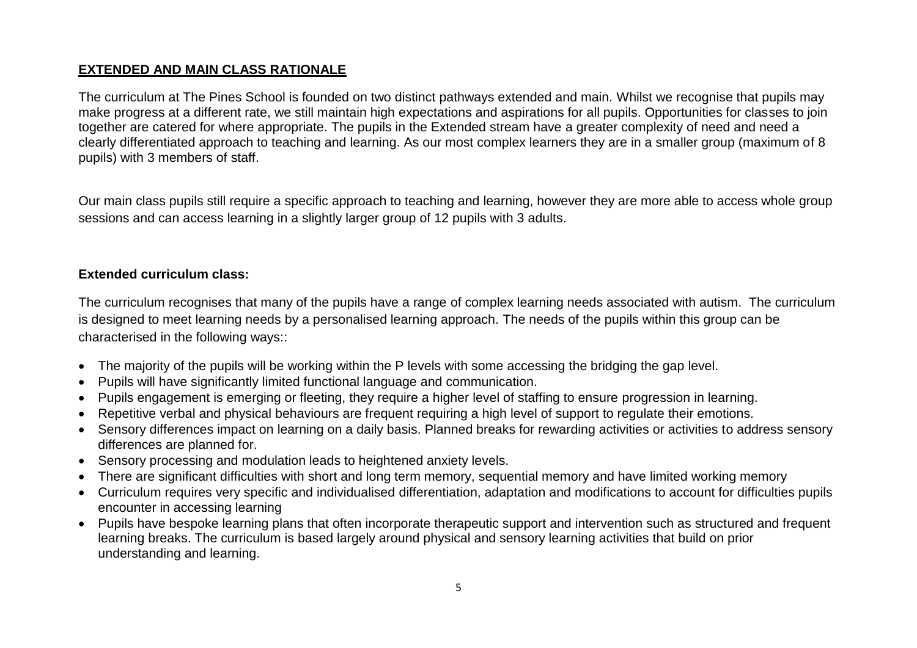## EXTENDED AND MAIN CLASS RATIONALE

The curriculum at The Pines School is founded on two distinct pathways extended and main. Whilst we recognise that pupils may make progress at a different rate, we still maintain high expectations and aspirations for all pupils. Opportunities for classes to join together are catered for where appropriate. The pupils in the Extended stream have a greater complexity of need and need a clearly differentiated approach to teaching and learning. As our most complex learners they are in a smaller group (maximum of 8 pupils) with 3 members of staff.

Our main class pupils still require a specific approach to teaching and learning, however they are more able to access whole group sessions and can access learning in a slightly larger group of 12 pupils with 3 adults.

### Extended curriculum class:

The curriculum recognises that many of the pupils have a range of complex learning needs associated with autism. The curriculum is designed to meet learning needs by a personalised learning approach. The needs of the pupils within this group can be characterised in the following ways::

- The majority of the pupils will be working within the P levels with some accessing the bridging the gap level.
- Pupils will have significantly limited functional language and communication.
- Pupils engagement is emerging or fleeting, they require a higher level of staffing to ensure progression in learning.
- Repetitive verbal and physical behaviours are frequent requiring a high level of support to regulate their emotions.
- Sensory differences impact on learning on a daily basis. Planned breaks for rewarding activities or activities to address sensory differences are planned for.
- Sensory processing and modulation leads to heightened anxiety levels.
- There are significant difficulties with short and long term memory, sequential memory and have limited working memory
- Curriculum requires very specific and individualised differentiation, adaptation and modifications to account for difficulties pupils encounter in accessing learning
- Pupils have bespoke learning plans that often incorporate therapeutic support and intervention such as structured and frequent learning breaks. The curriculum is based largely around physical and sensory learning activities that build on prior understanding and learning.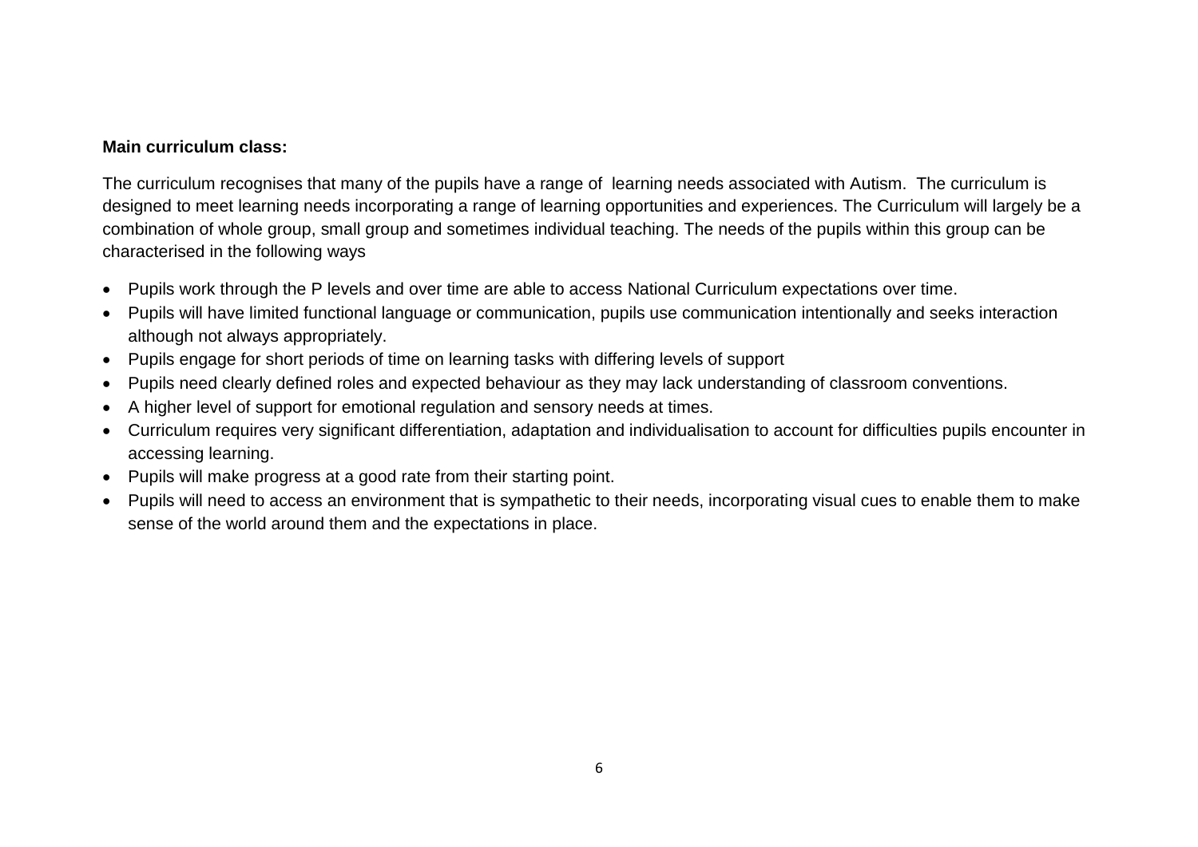**Main curriculum class:**

The curriculum recognises that many of the pupils have a range of learning needs associated with Autism. The curriculum is designed to meet learning needs incorporating a range of learning opportunities and experiences. The Curriculum will largely be a combination of whole group, small group and sometimes individual teaching. The needs of the pupils within this group can be characterised in the following ways

- Pupils work through the P levels and over time are able to access National Curriculum expectations over time.
- Pupils will have limited functional language or communication, pupils use communication intentionally and seeks interaction although not always appropriately.
- Pupils engage for short periods of time on learning tasks with differing levels of support
- Pupils need clearly defined roles and expected behaviour as they may lack understanding of classroom conventions.
- A higher level of support for emotional regulation and sensory needs at times.
- Curriculum requires very significant differentiation, adaptation and individualisation to account for difficulties pupils encounter in accessing learning.
- Pupils will make progress at a good rate from their starting point.
- Pupils will need to access an environment that is sympathetic to their needs, incorporating visual cues to enable them to make sense of the world around them and the expectations in place.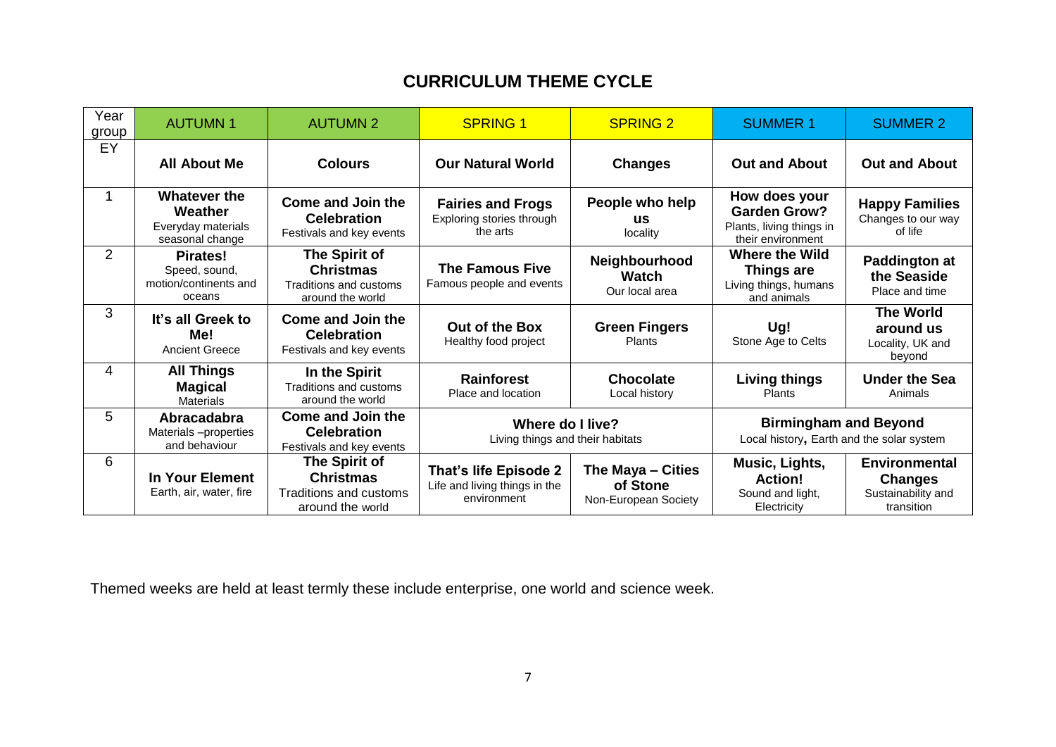# CURRICULUM THEME CYCLE

| Year group | AUTUMN 1 | AUTUMN 2 | SPRING 1 | SPRING 2 | SUMMER 1 | SUMMER 2 |
|---|---|---|---|---|---|---|
| EY | **All About Me** | **Colours** | **Our Natural World** | **Changes** | **Out and About** | **Out and About** |
| 1 | **Whatever the Weather** Everyday materials seasonal change | **Come and Join the Celebration** Festivals and key events | **Fairies and Frogs** Exploring stories through the arts | **People who help us** locality | **How does your Garden Grow?** Plants, living things in their environment | **Happy Families** Changes to our way of life |
| 2 | **Pirates!** Speed, sound, motion/continents and oceans | **The Spirit of Christmas** Traditions and customs around the world | **The Famous Five** Famous people and events | **Neighbourhood Watch** Our local area | **Where the Wild Things are** Living things, humans and animals | **Paddington at the Seaside** Place and time |
| 3 | **It's all Greek to Me!** Ancient Greece | **Come and Join the Celebration** Festivals and key events | **Out of the Box** Healthy food project | **Green Fingers** Plants | **Ug!** Stone Age to Celts | **The World around us** Locality, UK and beyond |
| 4 | **All Things Magical** Materials | **In the Spirit** Traditions and customs around the world | **Rainforest** Place and location | **Chocolate** Local history | **Living things** Plants | **Under the Sea** Animals |
| 5 | **Abracadabra** Materials –properties and behaviour | **Come and Join the Celebration** Festivals and key events | **Where do I live?** Living things and their habitats | | **Birmingham and Beyond** Local history, Earth and the solar system | |
| 6 | **In Your Element** Earth, air, water, fire | **The Spirit of Christmas** Traditions and customs around the world | **That's life Episode 2** Life and living things in the environment | **The Maya – Cities of Stone** Non-European Society | **Music, Lights, Action!** Sound and light, Electricity | **Environmental Changes** Sustainability and transition |

Themed weeks are held at least termly these include enterprise, one world and science week.